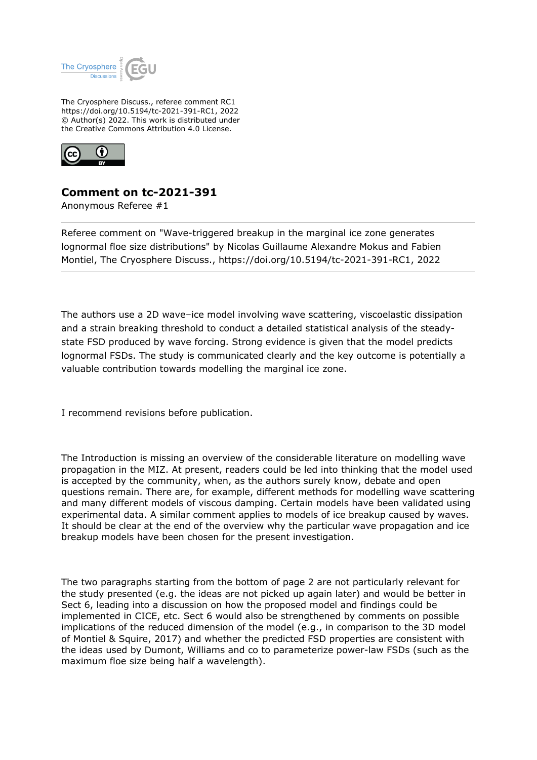The Cryosphere Discuss., referee comment RC1
https://doi.org/10.5194/tc-2021-391-RC1, 2022
© Author(s) 2022. This work is distributed under
the Creative Commons Attribution 4.0 License.

# Comment on tc-2021-391

Anonymous Referee #1

Referee comment on "Wave-triggered breakup in the marginal ice zone generates lognormal floe size distributions" by Nicolas Guillaume Alexandre Mokus and Fabien Montiel, The Cryosphere Discuss., https://doi.org/10.5194/tc-2021-391-RC1, 2022

---

The authors use a 2D wave–ice model involving wave scattering, viscoelastic dissipation and a strain breaking threshold to conduct a detailed statistical analysis of the steady-state FSD produced by wave forcing. Strong evidence is given that the model predicts lognormal FSDs. The study is communicated clearly and the key outcome is potentially a valuable contribution towards modelling the marginal ice zone.

I recommend revisions before publication.

The Introduction is missing an overview of the considerable literature on modelling wave propagation in the MIZ. At present, readers could be led into thinking that the model used is accepted by the community, when, as the authors surely know, debate and open questions remain. There are, for example, different methods for modelling wave scattering and many different models of viscous damping. Certain models have been validated using experimental data. A similar comment applies to models of ice breakup caused by waves. It should be clear at the end of the overview why the particular wave propagation and ice breakup models have been chosen for the present investigation.

The two paragraphs starting from the bottom of page 2 are not particularly relevant for the study presented (e.g. the ideas are not picked up again later) and would be better in Sect 6, leading into a discussion on how the proposed model and findings could be implemented in CICE, etc. Sect 6 would also be strengthened by comments on possible implications of the reduced dimension of the model (e.g., in comparison to the 3D model of Montiel & Squire, 2017) and whether the predicted FSD properties are consistent with the ideas used by Dumont, Williams and co to parameterize power-law FSDs (such as the maximum floe size being half a wavelength).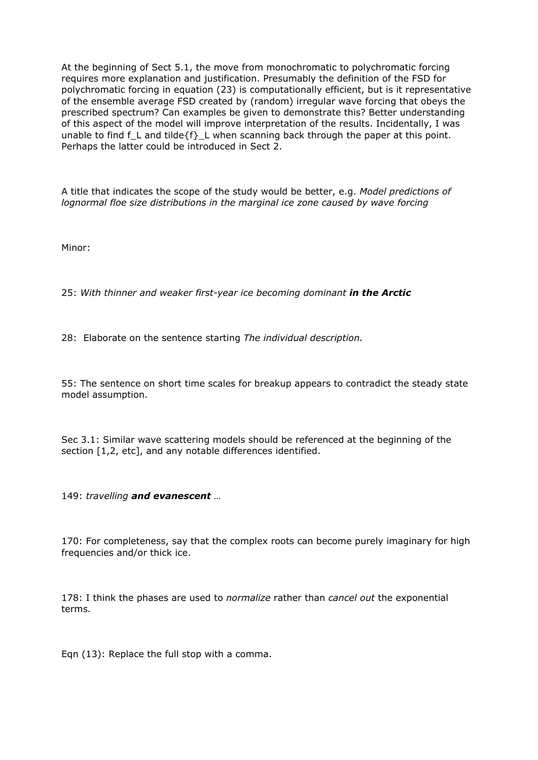At the beginning of Sect 5.1, the move from monochromatic to polychromatic forcing requires more explanation and justification. Presumably the definition of the FSD for polychromatic forcing in equation (23) is computationally efficient, but is it representative of the ensemble average FSD created by (random) irregular wave forcing that obeys the prescribed spectrum? Can examples be given to demonstrate this? Better understanding of this aspect of the model will improve interpretation of the results. Incidentally, I was unable to find $f_L$ and $\tilde{f}_L$ when scanning back through the paper at this point. Perhaps the latter could be introduced in Sect 2.

A title that indicates the scope of the study would be better, e.g. *Model predictions of lognormal floe size distributions in the marginal ice zone caused by wave forcing*

Minor:

25: *With thinner and weaker first-year ice becoming dominant* ***in the Arctic***

28: Elaborate on the sentence starting *The individual description.*

55: The sentence on short time scales for breakup appears to contradict the steady state model assumption.

Sec 3.1: Similar wave scattering models should be referenced at the beginning of the section [1,2, etc], and any notable differences identified.

149: *travelling* ***and evanescent*** *…*

170: For completeness, say that the complex roots can become purely imaginary for high frequencies and/or thick ice.

178: I think the phases are used to *normalize* rather than *cancel out* the exponential terms*.*

Eqn (13): Replace the full stop with a comma.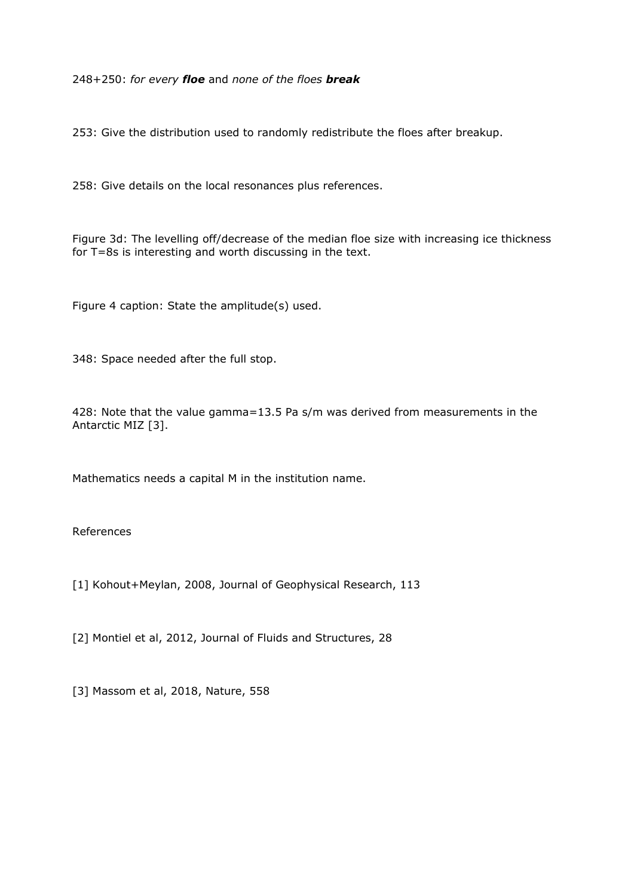248+250: *for every **floe*** and *none of the floes **break***

253: Give the distribution used to randomly redistribute the floes after breakup.

258: Give details on the local resonances plus references.

Figure 3d: The levelling off/decrease of the median floe size with increasing ice thickness for T=8s is interesting and worth discussing in the text.

Figure 4 caption: State the amplitude(s) used.

348: Space needed after the full stop.

428: Note that the value gamma=13.5 Pa s/m was derived from measurements in the Antarctic MIZ [3].

Mathematics needs a capital M in the institution name.

References

[1] Kohout+Meylan, 2008, Journal of Geophysical Research, 113

[2] Montiel et al, 2012, Journal of Fluids and Structures, 28

[3] Massom et al, 2018, Nature, 558